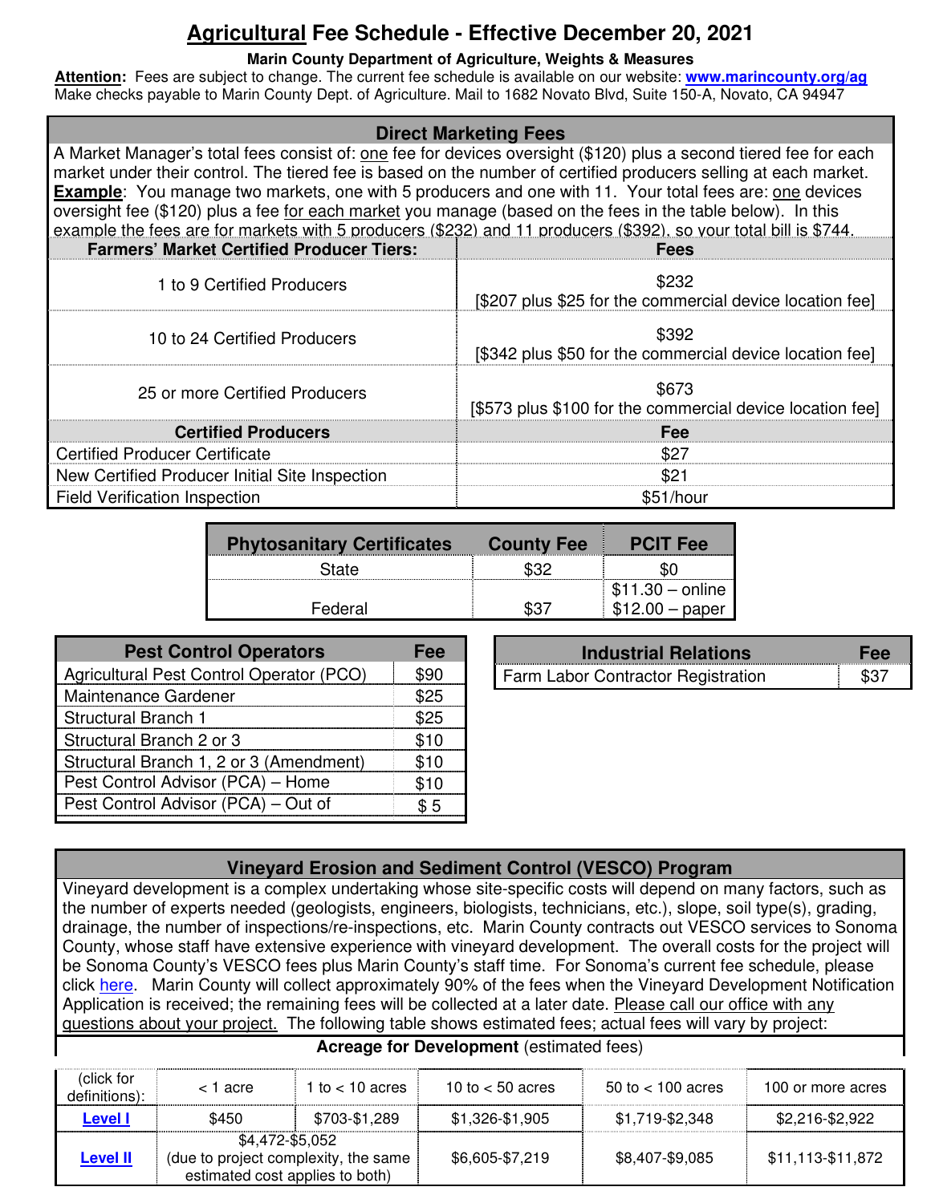# **Agricultural** Fee Schedule - Effective December 20, 2021

**Marin County Department of Agriculture, Weights & Measures**

**Attention:** Fees are subject to change. The current fee schedule is available on our website: **www.marincounty.org/ag**
Make checks payable to Marin County Dept. of Agriculture. Mail to 1682 Novato Blvd, Suite 150-A, Novato, CA 94947

## Direct Marketing Fees

A Market Manager's total fees consist of: one fee for devices oversight ($120) plus a second tiered fee for each market under their control. The tiered fee is based on the number of certified producers selling at each market. **Example**: You manage two markets, one with 5 producers and one with 11. Your total fees are: one devices oversight fee ($120) plus a fee for each market you manage (based on the fees in the table below). In this example the fees are for markets with 5 producers ($232) and 11 producers ($392), so your total bill is $744.

| Farmers' Market Certified Producer Tiers: | Fees |
|---|---|
| 1 to 9 Certified Producers | $232 [$207 plus $25 for the commercial device location fee] |
| 10 to 24 Certified Producers | $392 [$342 plus $50 for the commercial device location fee] |
| 25 or more Certified Producers | $673 [$573 plus $100 for the commercial device location fee] |
| **Certified Producers** | **Fee** |
| Certified Producer Certificate | $27 |
| New Certified Producer Initial Site Inspection | $21 |
| Field Verification Inspection | $51/hour |

| Phytosanitary Certificates | County Fee | PCIT Fee |
|---|---|---|
| State | $32 | $0 |
| Federal | $37 | $11.30 – online<br>$12.00 – paper |

| Pest Control Operators | Fee |
|---|---|
| Agricultural Pest Control Operator (PCO) | $90 |
| Maintenance Gardener | $25 |
| Structural Branch 1 | $25 |
| Structural Branch 2 or 3 | $10 |
| Structural Branch 1, 2 or 3 (Amendment) | $10 |
| Pest Control Advisor (PCA) – Home | $10 |
| Pest Control Advisor (PCA) – Out of | $ 5 |

| Industrial Relations | Fee |
|---|---|
| Farm Labor Contractor Registration | $37 |

## Vineyard Erosion and Sediment Control (VESCO) Program

Vineyard development is a complex undertaking whose site-specific costs will depend on many factors, such as the number of experts needed (geologists, engineers, biologists, technicians, etc.), slope, soil type(s), grading, drainage, the number of inspections/re-inspections, etc. Marin County contracts out VESCO services to Sonoma County, whose staff have extensive experience with vineyard development. The overall costs for the project will be Sonoma County's VESCO fees plus Marin County's staff time. For Sonoma's current fee schedule, please click here. Marin County will collect approximately 90% of the fees when the Vineyard Development Notification Application is received; the remaining fees will be collected at a later date. Please call our office with any questions about your project. The following table shows estimated fees; actual fees will vary by project:

**Acreage for Development** (estimated fees)

| (click for definitions): | < 1 acre | 1 to < 10 acres | 10 to < 50 acres | 50 to < 100 acres | 100 or more acres |
|---|---|---|---|---|---|
| **Level I** | $450 | $703-$1,289 | $1,326-$1,905 | $1,719-$2,348 | $2,216-$2,922 |
| **Level II** | $4,472-$5,052 (due to project complexity, the same estimated cost applies to both) | | $6,605-$7,219 | $8,407-$9,085 | $11,113-$11,872 |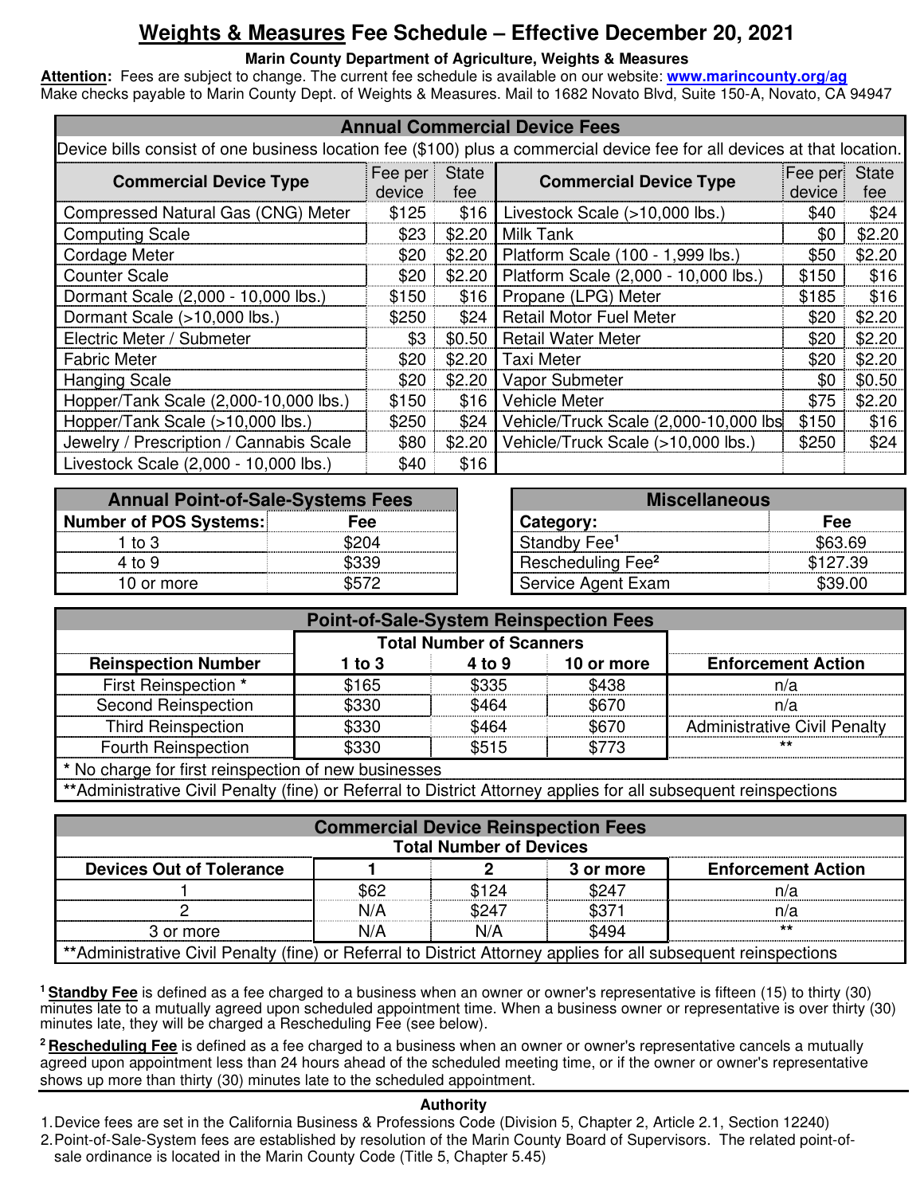# Weights & Measures Fee Schedule – Effective December 20, 2021

**Marin County Department of Agriculture, Weights & Measures**

**Attention:** Fees are subject to change. The current fee schedule is available on our website: **www.marincounty.org/ag**
Make checks payable to Marin County Dept. of Weights & Measures. Mail to 1682 Novato Blvd, Suite 150-A, Novato, CA 94947

## Annual Commercial Device Fees

Device bills consist of one business location fee ($100) plus a commercial device fee for all devices at that location.

| Commercial Device Type | Fee per device | State fee | Commercial Device Type | Fee per device | State fee |
|---|---|---|---|---|---|
| Compressed Natural Gas (CNG) Meter | $125 | $16 | Livestock Scale (>10,000 lbs.) | $40 | $24 |
| Computing Scale | $23 | $2.20 | Milk Tank | $0 | $2.20 |
| Cordage Meter | $20 | $2.20 | Platform Scale (100 - 1,999 lbs.) | $50 | $2.20 |
| Counter Scale | $20 | $2.20 | Platform Scale (2,000 - 10,000 lbs.) | $150 | $16 |
| Dormant Scale (2,000 - 10,000 lbs.) | $150 | $16 | Propane (LPG) Meter | $185 | $16 |
| Dormant Scale (>10,000 lbs.) | $250 | $24 | Retail Motor Fuel Meter | $20 | $2.20 |
| Electric Meter / Submeter | $3 | $0.50 | Retail Water Meter | $20 | $2.20 |
| Fabric Meter | $20 | $2.20 | Taxi Meter | $20 | $2.20 |
| Hanging Scale | $20 | $2.20 | Vapor Submeter | $0 | $0.50 |
| Hopper/Tank Scale (2,000-10,000 lbs.) | $150 | $16 | Vehicle Meter | $75 | $2.20 |
| Hopper/Tank Scale (>10,000 lbs.) | $250 | $24 | Vehicle/Truck Scale (2,000-10,000 lbs | $150 | $16 |
| Jewelry / Prescription / Cannabis Scale | $80 | $2.20 | Vehicle/Truck Scale (>10,000 lbs.) | $250 | $24 |
| Livestock Scale (2,000 - 10,000 lbs.) | $40 | $16 | | | |

## Annual Point-of-Sale-Systems Fees

| Number of POS Systems: | Fee |
|---|---|
| 1 to 3 | $204 |
| 4 to 9 | $339 |
| 10 or more | $572 |

## Miscellaneous

| Category: | Fee |
|---|---|
| Standby Fee[1] | $63.69 |
| Rescheduling Fee[2] | $127.39 |
| Service Agent Exam | $39.00 |

## Point-of-Sale-System Reinspection Fees

| | Total Number of Scanners | | | |
|---|---|---|---|---|
| Reinspection Number | 1 to 3 | 4 to 9 | 10 or more | Enforcement Action |
| First Reinspection * | $165 | $335 | $438 | n/a |
| Second Reinspection | $330 | $464 | $670 | n/a |
| Third Reinspection | $330 | $464 | $670 | Administrative Civil Penalty |
| Fourth Reinspection | $330 | $515 | $773 | ** |

\* No charge for first reinspection of new businesses

**Administrative Civil Penalty (fine) or Referral to District Attorney applies for all subsequent reinspections

## Commercial Device Reinspection Fees

| | Total Number of Devices | | | |
|---|---|---|---|---|
| Devices Out of Tolerance | 1 | 2 | 3 or more | Enforcement Action |
| 1 | $62 | $124 | $247 | n/a |
| 2 | N/A | $247 | $371 | n/a |
| 3 or more | N/A | N/A | $494 | ** |

**Administrative Civil Penalty (fine) or Referral to District Attorney applies for all subsequent reinspections

[1] **Standby Fee** is defined as a fee charged to a business when an owner or owner's representative is fifteen (15) to thirty (30) minutes late to a mutually agreed upon scheduled appointment time. When a business owner or representative is over thirty (30) minutes late, they will be charged a Rescheduling Fee (see below).

[2] **Rescheduling Fee** is defined as a fee charged to a business when an owner or owner's representative cancels a mutually agreed upon appointment less than 24 hours ahead of the scheduled meeting time, or if the owner or owner's representative shows up more than thirty (30) minutes late to the scheduled appointment.

**Authority**

1. Device fees are set in the California Business & Professions Code (Division 5, Chapter 2, Article 2.1, Section 12240)
2. Point-of-Sale-System fees are established by resolution of the Marin County Board of Supervisors. The related point-of-sale ordinance is located in the Marin County Code (Title 5, Chapter 5.45)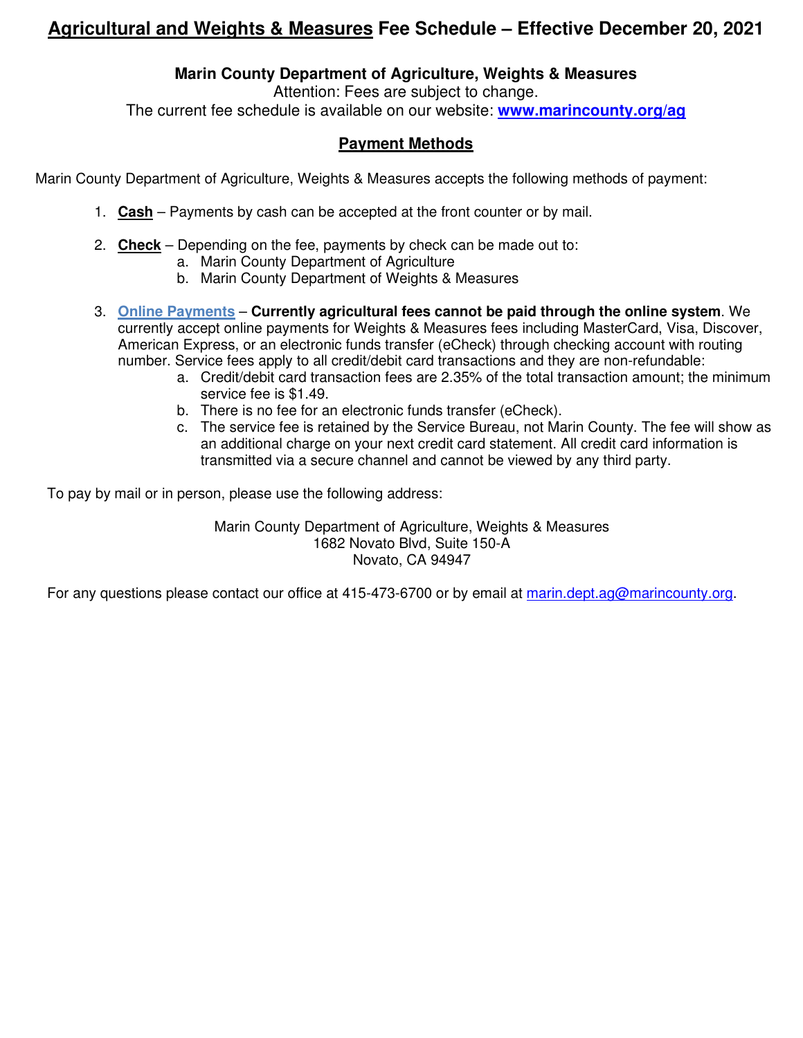# Agricultural and Weights & Measures Fee Schedule – Effective December 20, 2021

**Marin County Department of Agriculture, Weights & Measures**

Attention: Fees are subject to change.

The current fee schedule is available on our website: **www.marincounty.org/ag**

## Payment Methods

Marin County Department of Agriculture, Weights & Measures accepts the following methods of payment:

1. **Cash** – Payments by cash can be accepted at the front counter or by mail.
2. **Check** – Depending on the fee, payments by check can be made out to:
   a. Marin County Department of Agriculture
   b. Marin County Department of Weights & Measures
3. **Online Payments** – **Currently agricultural fees cannot be paid through the online system**. We currently accept online payments for Weights & Measures fees including MasterCard, Visa, Discover, American Express, or an electronic funds transfer (eCheck) through checking account with routing number. Service fees apply to all credit/debit card transactions and they are non-refundable:
   a. Credit/debit card transaction fees are 2.35% of the total transaction amount; the minimum service fee is $1.49.
   b. There is no fee for an electronic funds transfer (eCheck).
   c. The service fee is retained by the Service Bureau, not Marin County. The fee will show as an additional charge on your next credit card statement. All credit card information is transmitted via a secure channel and cannot be viewed by any third party.

To pay by mail or in person, please use the following address:

Marin County Department of Agriculture, Weights & Measures
1682 Novato Blvd, Suite 150-A
Novato, CA 94947

For any questions please contact our office at 415-473-6700 or by email at marin.dept.ag@marincounty.org.